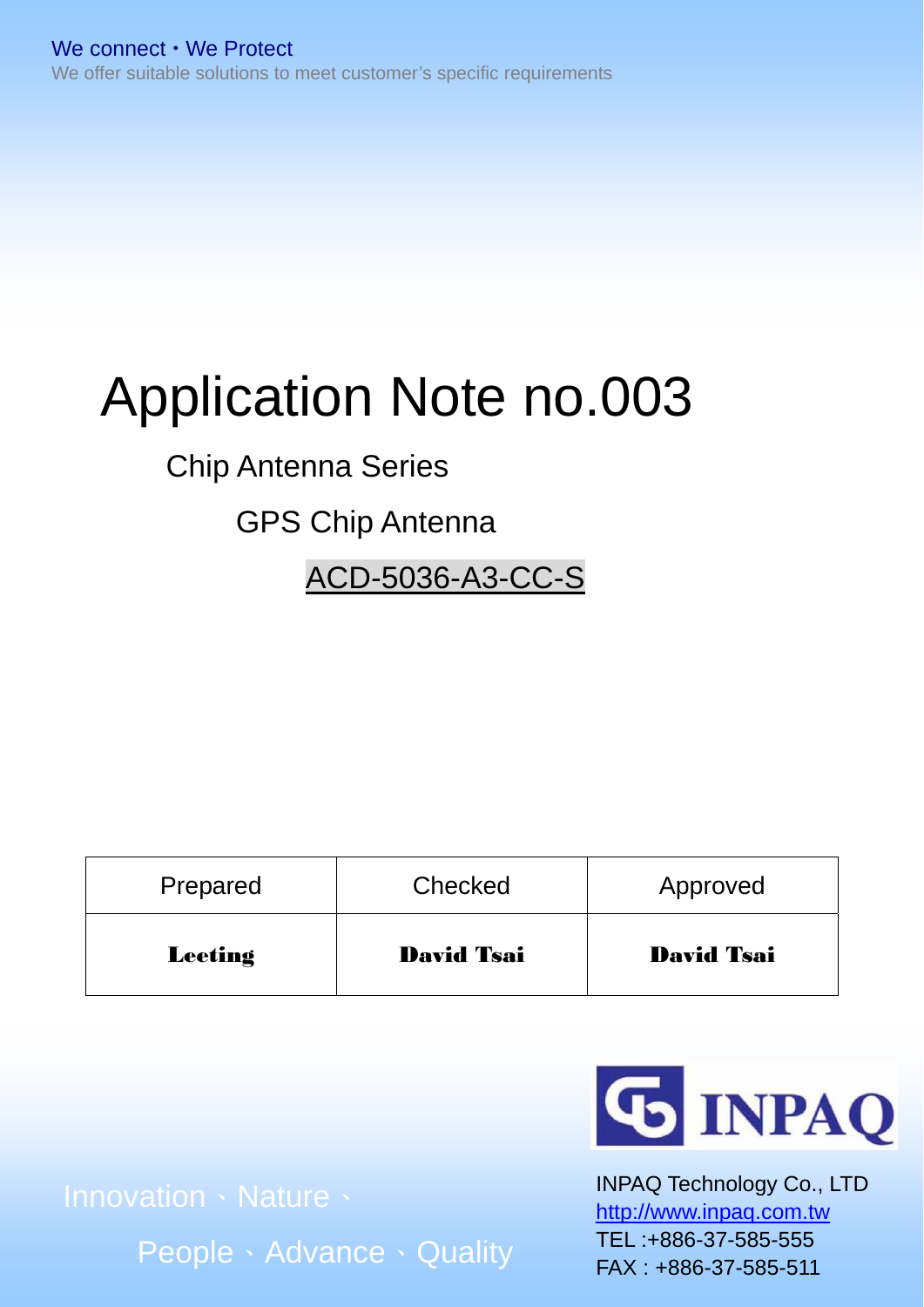We connect・We Protect

We offer suitable solutions to meet customer's specific requirements

# Application Note no.003

## Chip Antenna Series

### GPS Chip Antenna

### ACD-5036-A3-CC-S

| Prepared | Checked | Approved |
|---|---|---|
| **Leeting** | **David Tsai** | **David Tsai** |

INPAQ

Innovation、Nature、

People、Advance、Quality

INPAQ Technology Co., LTD

http://www.inpaq.com.tw

TEL :+886-37-585-555

FAX : +886-37-585-511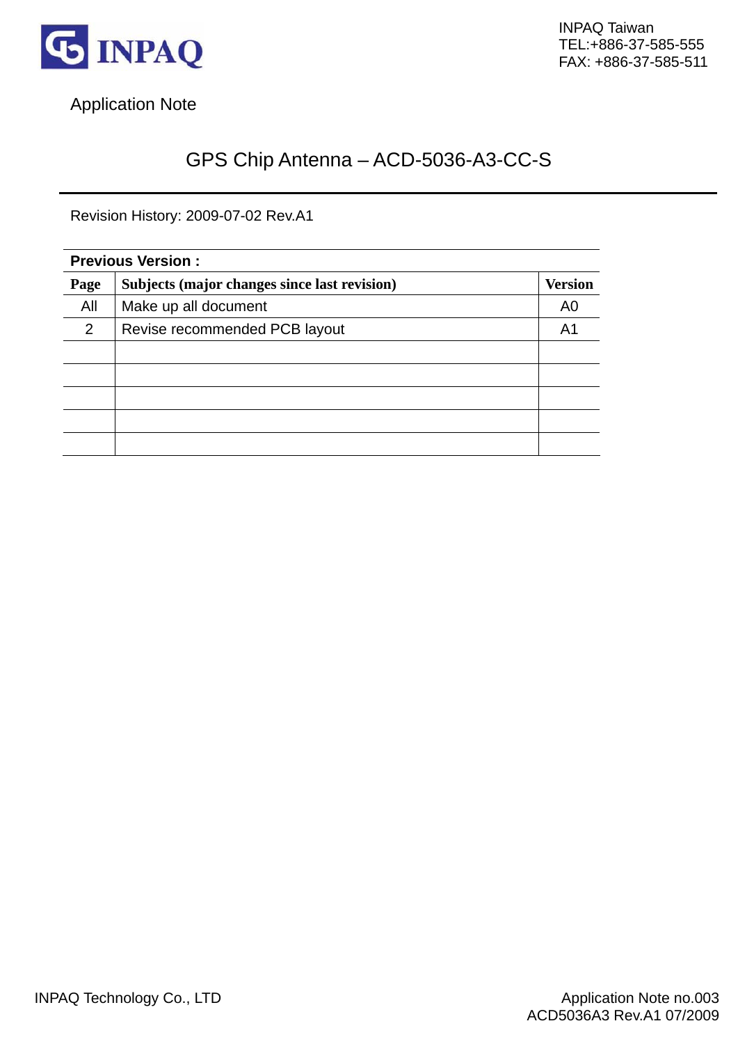Application Note

# GPS Chip Antenna – ACD-5036-A3-CC-S

Revision History: 2009-07-02 Rev.A1

| **Previous Version :** | | |
|---|---|---|
| **Page** | **Subjects (major changes since last revision)** | **Version** |
| All | Make up all document | A0 |
| 2 | Revise recommended PCB layout | A1 |
| | | |
| | | |
| | | |
| | | |
| | | |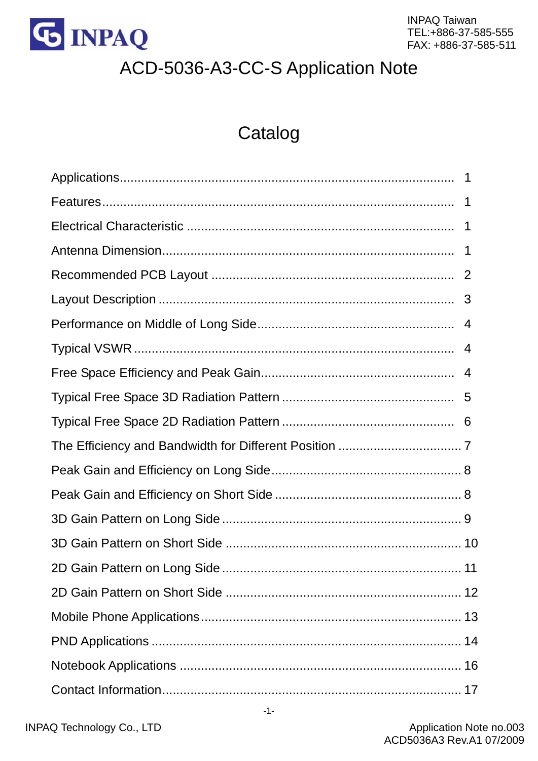# ACD-5036-A3-CC-S Application Note

## Catalog

| | |
|---|---|
| Applications | 1 |
| Features | 1 |
| Electrical Characteristic | 1 |
| Antenna Dimension | 1 |
| Recommended PCB Layout | 2 |
| Layout Description | 3 |
| Performance on Middle of Long Side | 4 |
| Typical VSWR | 4 |
| Free Space Efficiency and Peak Gain | 4 |
| Typical Free Space 3D Radiation Pattern | 5 |
| Typical Free Space 2D Radiation Pattern | 6 |
| The Efficiency and Bandwidth for Different Position | 7 |
| Peak Gain and Efficiency on Long Side | 8 |
| Peak Gain and Efficiency on Short Side | 8 |
| 3D Gain Pattern on Long Side | 9 |
| 3D Gain Pattern on Short Side | 10 |
| 2D Gain Pattern on Long Side | 11 |
| 2D Gain Pattern on Short Side | 12 |
| Mobile Phone Applications | 13 |
| PND Applications | 14 |
| Notebook Applications | 16 |
| Contact Information | 17 |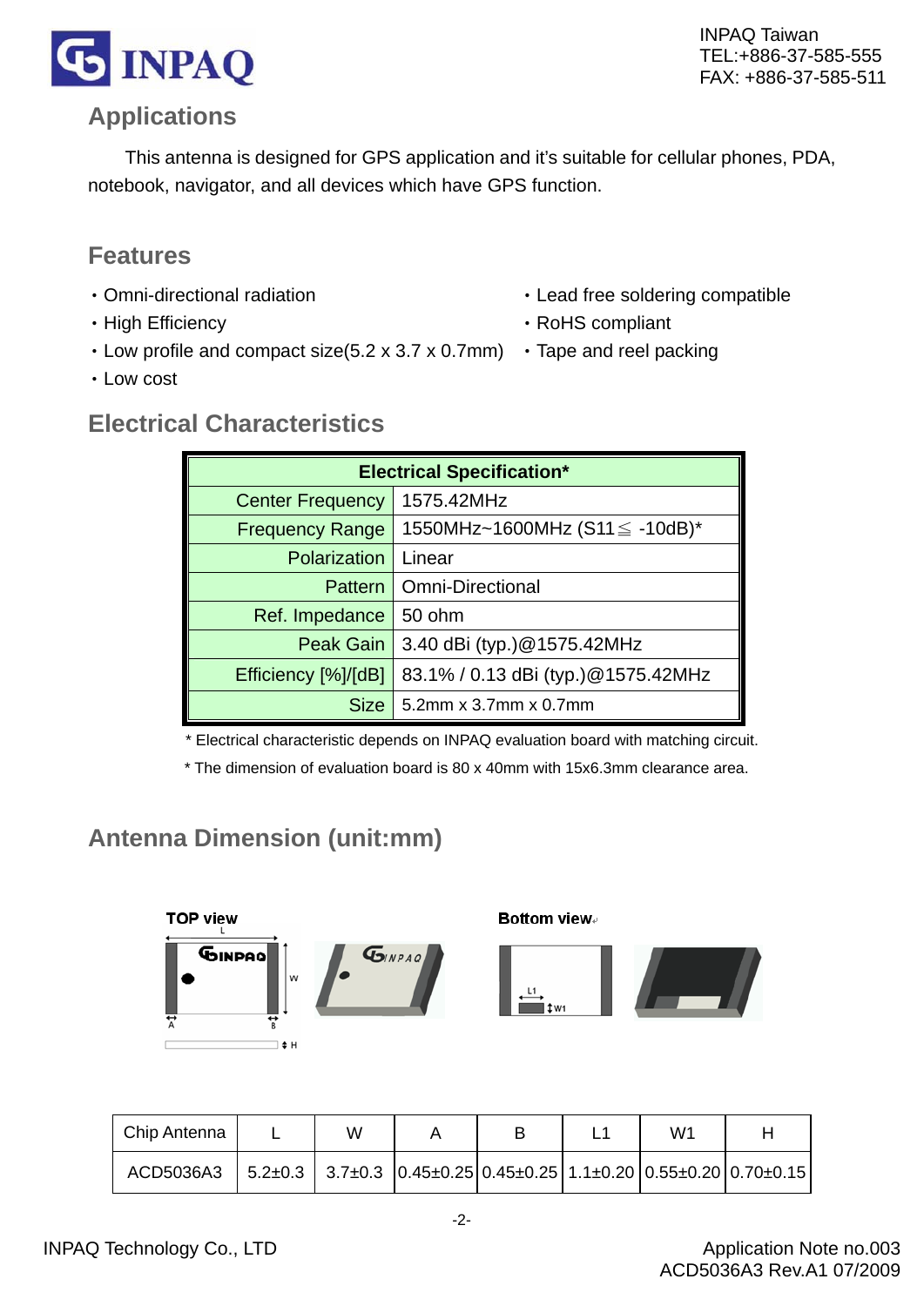## Applications

This antenna is designed for GPS application and it's suitable for cellular phones, PDA, notebook, navigator, and all devices which have GPS function.

## Features

- Omni-directional radiation
- High Efficiency
- Low profile and compact size(5.2 x 3.7 x 0.7mm)
- Low cost
- Lead free soldering compatible
- RoHS compliant
- Tape and reel packing

## Electrical Characteristics

| Electrical Specification* | |
|---|---|
| Center Frequency | 1575.42MHz |
| Frequency Range | 1550MHz~1600MHz (S11≦ -10dB)* |
| Polarization | Linear |
| Pattern | Omni-Directional |
| Ref. Impedance | 50 ohm |
| Peak Gain | 3.40 dBi (typ.)@1575.42MHz |
| Efficiency [%]/[dB] | 83.1% / 0.13 dBi (typ.)@1575.42MHz |
| Size | 5.2mm x 3.7mm x 0.7mm |

* Electrical characteristic depends on INPAQ evaluation board with matching circuit.
* The dimension of evaluation board is 80 x 40mm with 15x6.3mm clearance area.

## Antenna Dimension (unit:mm)

TOP view

Bottom view

| Chip Antenna | L | W | A | B | L1 | W1 | H |
|---|---|---|---|---|---|---|---|
| ACD5036A3 | 5.2±0.3 | 3.7±0.3 | 0.45±0.25 | 0.45±0.25 | 1.1±0.20 | 0.55±0.20 | 0.70±0.15 |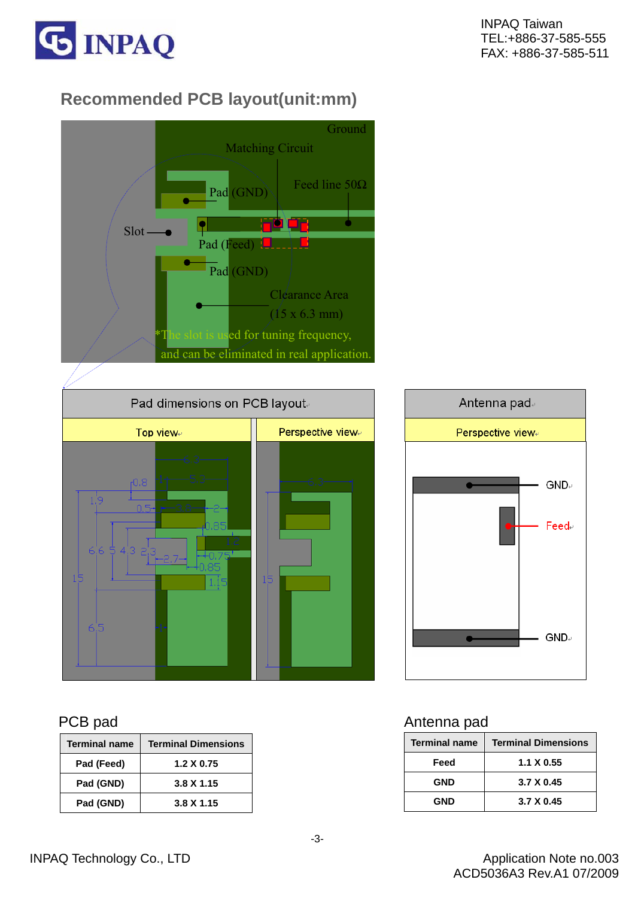## Recommended PCB layout(unit:mm)

Ground

Matching Circuit

Feed line 50Ω

Pad (GND)

Slot

Pad (Feed)

Pad (GND)

Clearance Area (15 x 6.3 mm)

*The slot is used for tuning frequency, and can be eliminated in real application.

Pad dimensions on PCB layout

Top view

Perspective view

Antenna pad

Perspective view

GND

Feed

GND

### PCB pad

| Terminal name | Terminal Dimensions |
|---|---|
| Pad (Feed) | 1.2 X 0.75 |
| Pad (GND) | 3.8 X 1.15 |
| Pad (GND) | 3.8 X 1.15 |

### Antenna pad

| Terminal name | Terminal Dimensions |
|---|---|
| Feed | 1.1 X 0.55 |
| GND | 3.7 X 0.45 |
| GND | 3.7 X 0.45 |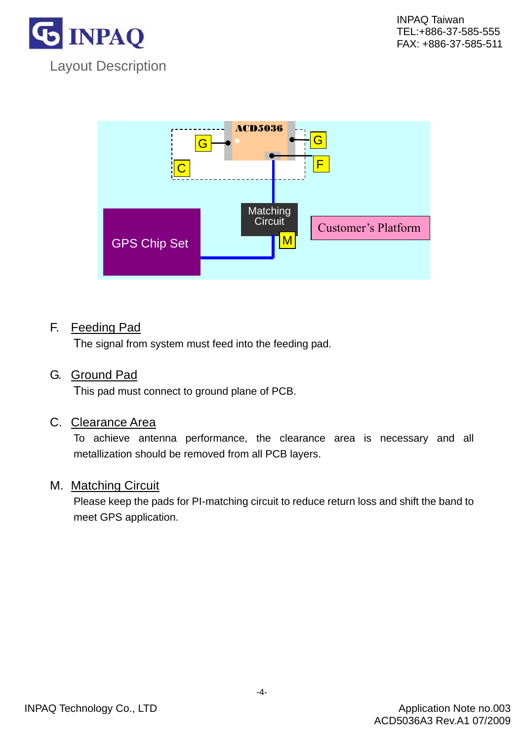# Layout Description

F. Feeding Pad

The signal from system must feed into the feeding pad.

G. Ground Pad

This pad must connect to ground plane of PCB.

C. Clearance Area

To achieve antenna performance, the clearance area is necessary and all metallization should be removed from all PCB layers.

M. Matching Circuit

Please keep the pads for PI-matching circuit to reduce return loss and shift the band to meet GPS application.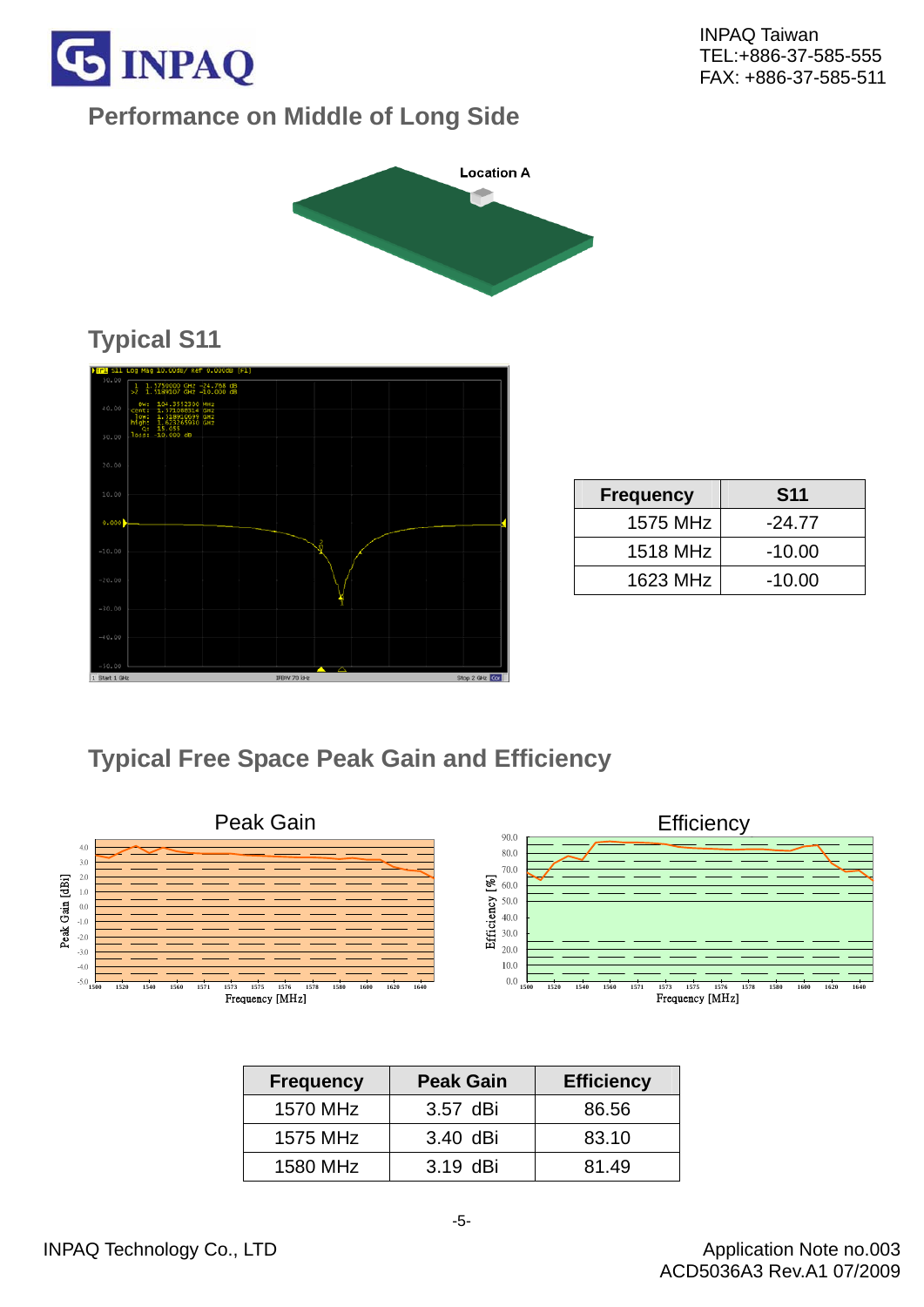## Performance on Middle of Long Side

Location A

## Typical S11

| Frequency | S11 |
|---|---|
| 1575 MHz | -24.77 |
| 1518 MHz | -10.00 |
| 1623 MHz | -10.00 |

## Typical Free Space Peak Gain and Efficiency

| Frequency | Peak Gain | Efficiency |
|---|---|---|
| 1570 MHz | 3.57 dBi | 86.56 |
| 1575 MHz | 3.40 dBi | 83.10 |
| 1580 MHz | 3.19 dBi | 81.49 |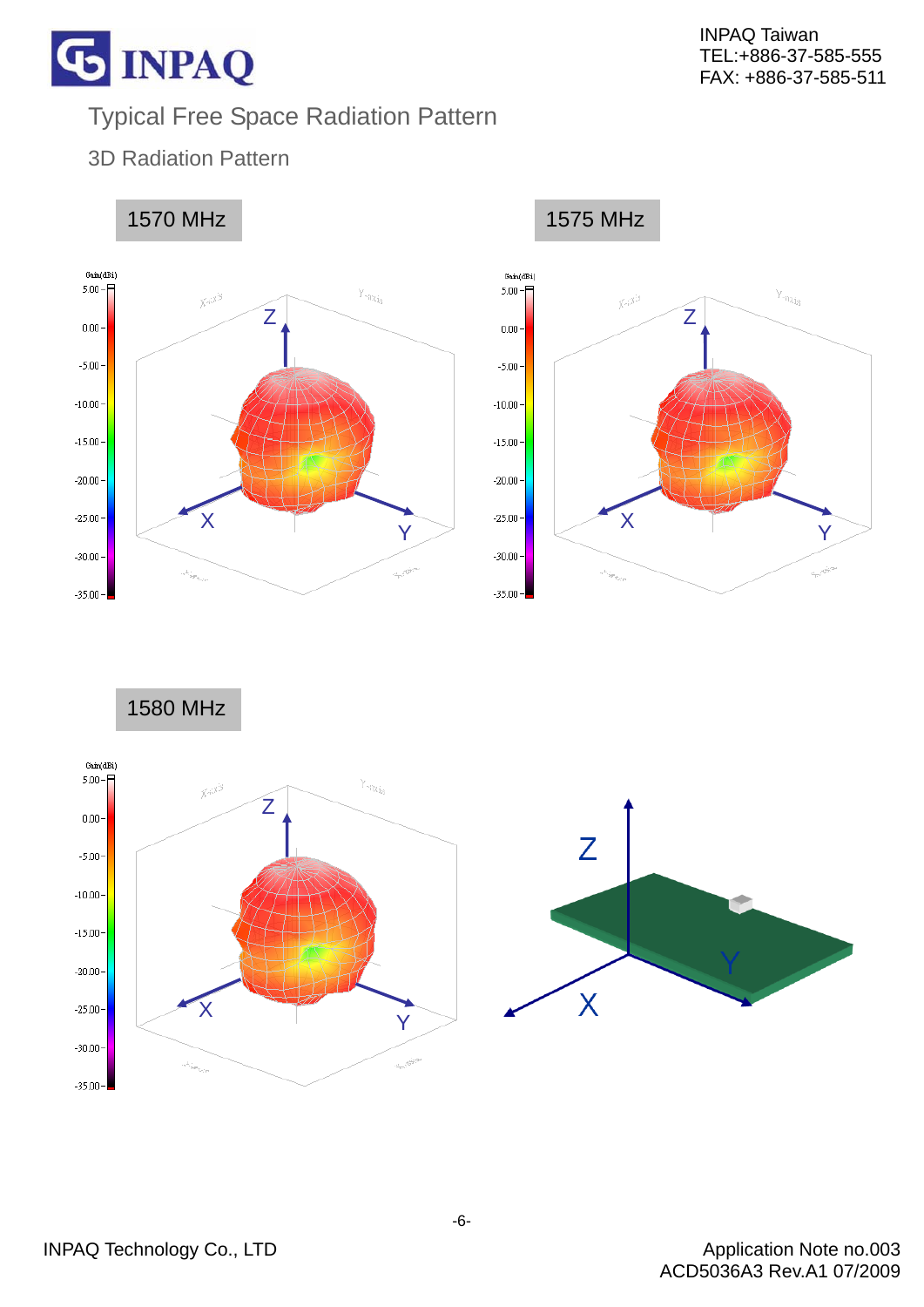# Typical Free Space Radiation Pattern

## 3D Radiation Pattern

1570 MHz

1575 MHz

1580 MHz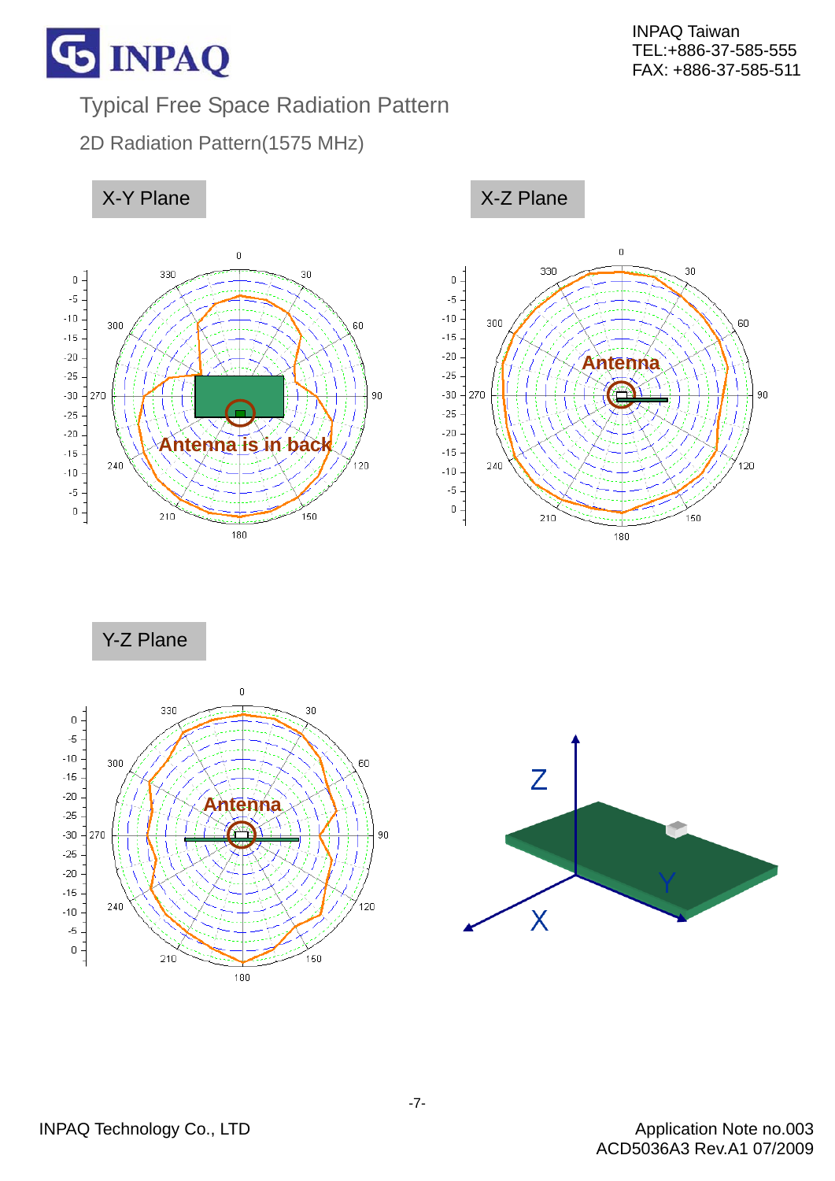# Typical Free Space Radiation Pattern

## 2D Radiation Pattern(1575 MHz)

### X-Y Plane

Antenna is in back

### X-Z Plane

Antenna

### Y-Z Plane

Antenna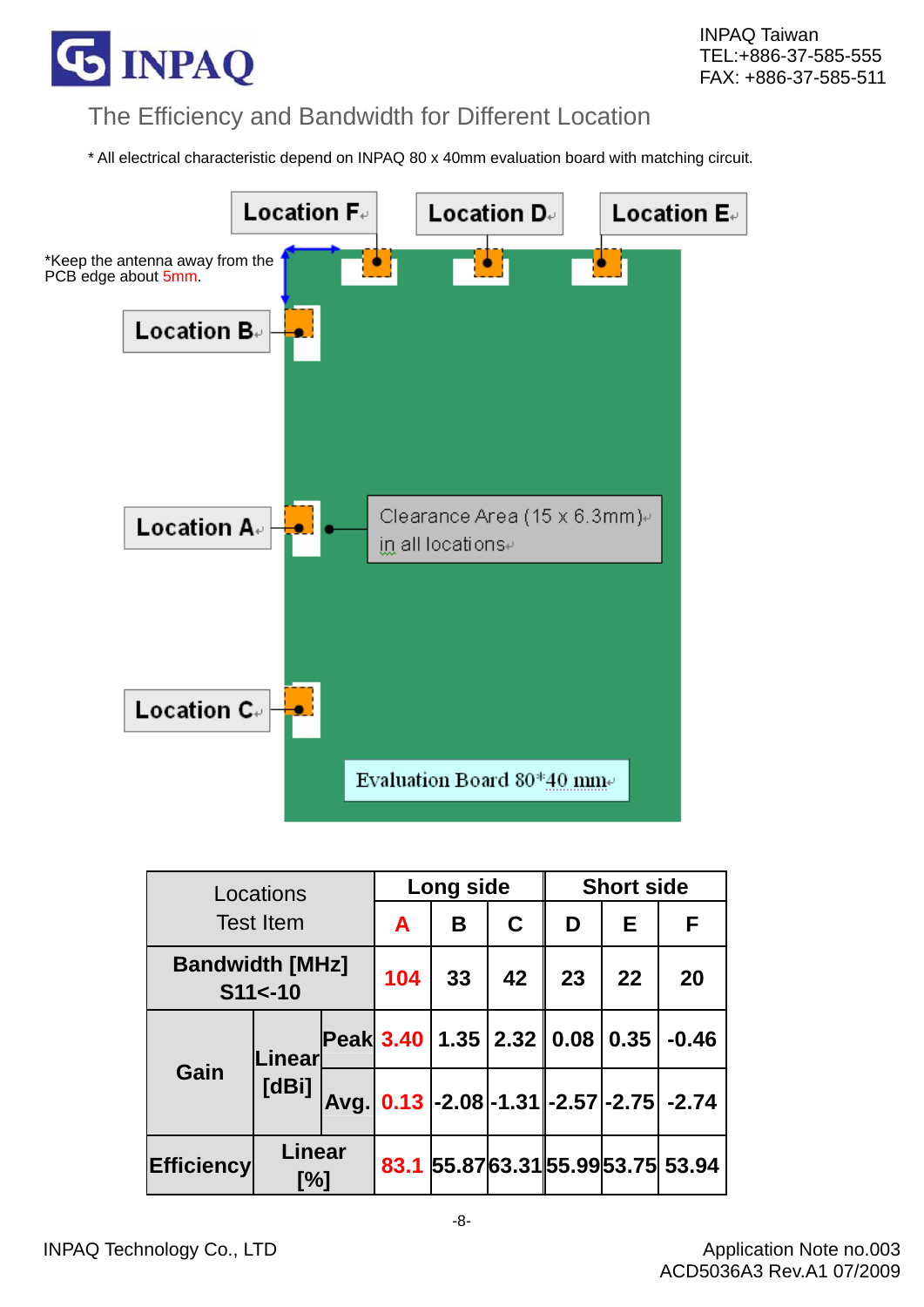## The Efficiency and Bandwidth for Different Location

* All electrical characteristic depend on INPAQ 80 x 40mm evaluation board with matching circuit.

Location F

Location D

Location E

*Keep the antenna away from the PCB edge about 5mm.

Location B

Location A

Clearance Area (15 x 6.3mm) in all locations

Location C

Evaluation Board 80*40 mm

| Locations Test Item | | | Long side | | | Short side | | |
|---|---|---|---|---|---|---|---|---|
| | | | A | B | C | D | E | F |
| Bandwidth [MHz] S11<-10 | | | 104 | 33 | 42 | 23 | 22 | 20 |
| Gain | Linear [dBi] | Peak | 3.40 | 1.35 | 2.32 | 0.08 | 0.35 | -0.46 |
| | | Avg. | 0.13 | -2.08 | -1.31 | -2.57 | -2.75 | -2.74 |
| Efficiency | Linear [%] | | 83.1 | 55.87 | 63.31 | 55.99 | 53.75 | 53.94 |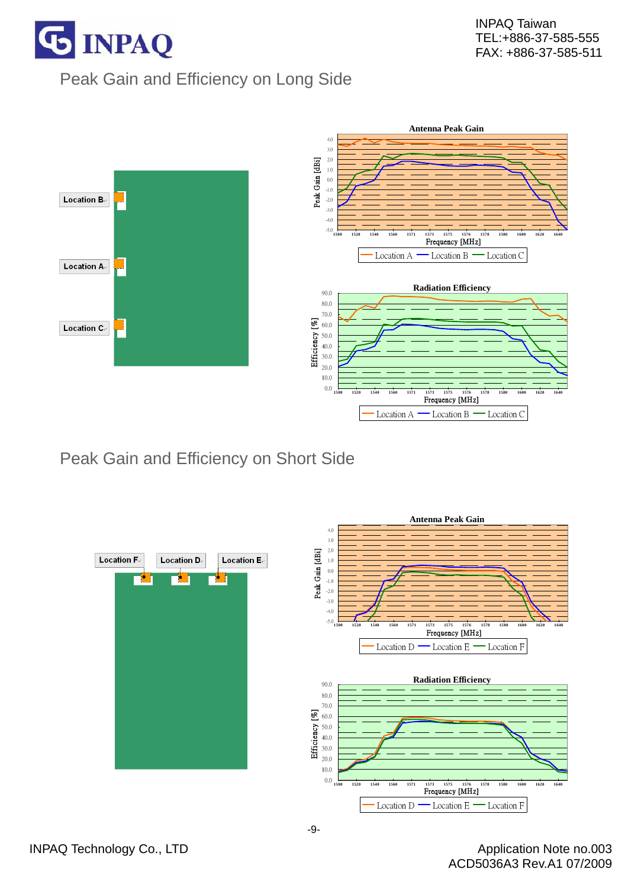## Peak Gain and Efficiency on Long Side

Location B

Location A

Location C

**Antenna Peak Gain**

Peak Gain [dBi]

Frequency [MHz]

Location A — Location B — Location C

**Radiation Efficiency**

Efficiency [%]

Frequency [MHz]

Location A — Location B — Location C

## Peak Gain and Efficiency on Short Side

Location F

Location D

Location E

**Antenna Peak Gain**

Peak Gain [dBi]

Frequency [MHz]

Location D — Location E — Location F

**Radiation Efficiency**

Efficiency [%]

Frequency [MHz]

Location D — Location E — Location F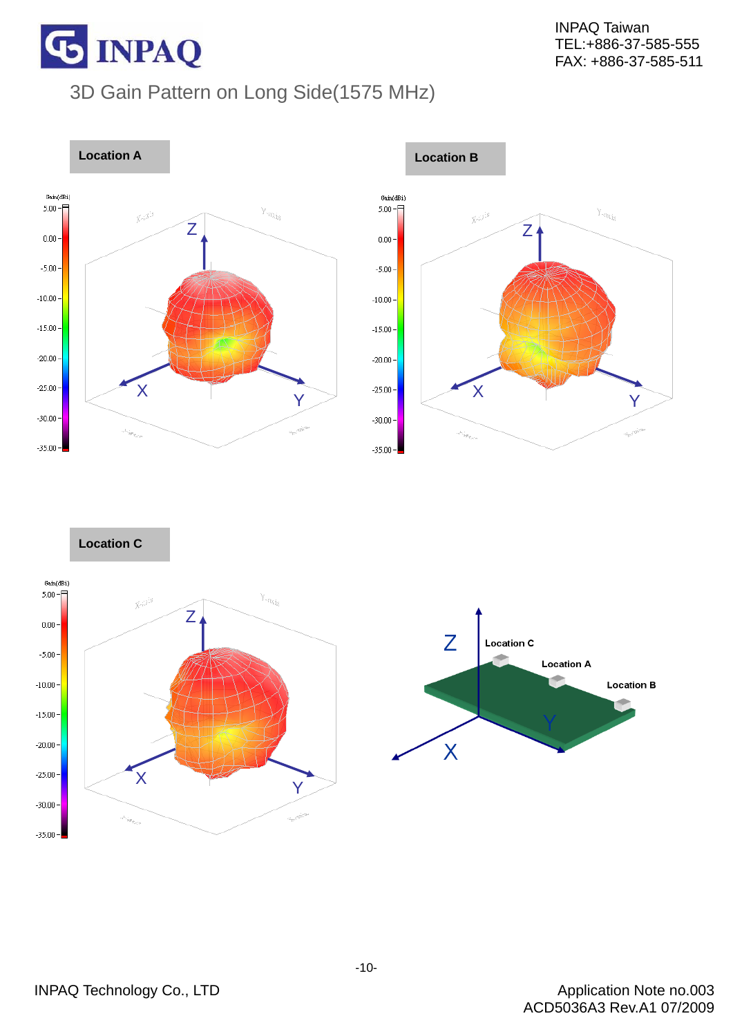# 3D Gain Pattern on Long Side(1575 MHz)

**Location A**

**Location B**

**Location C**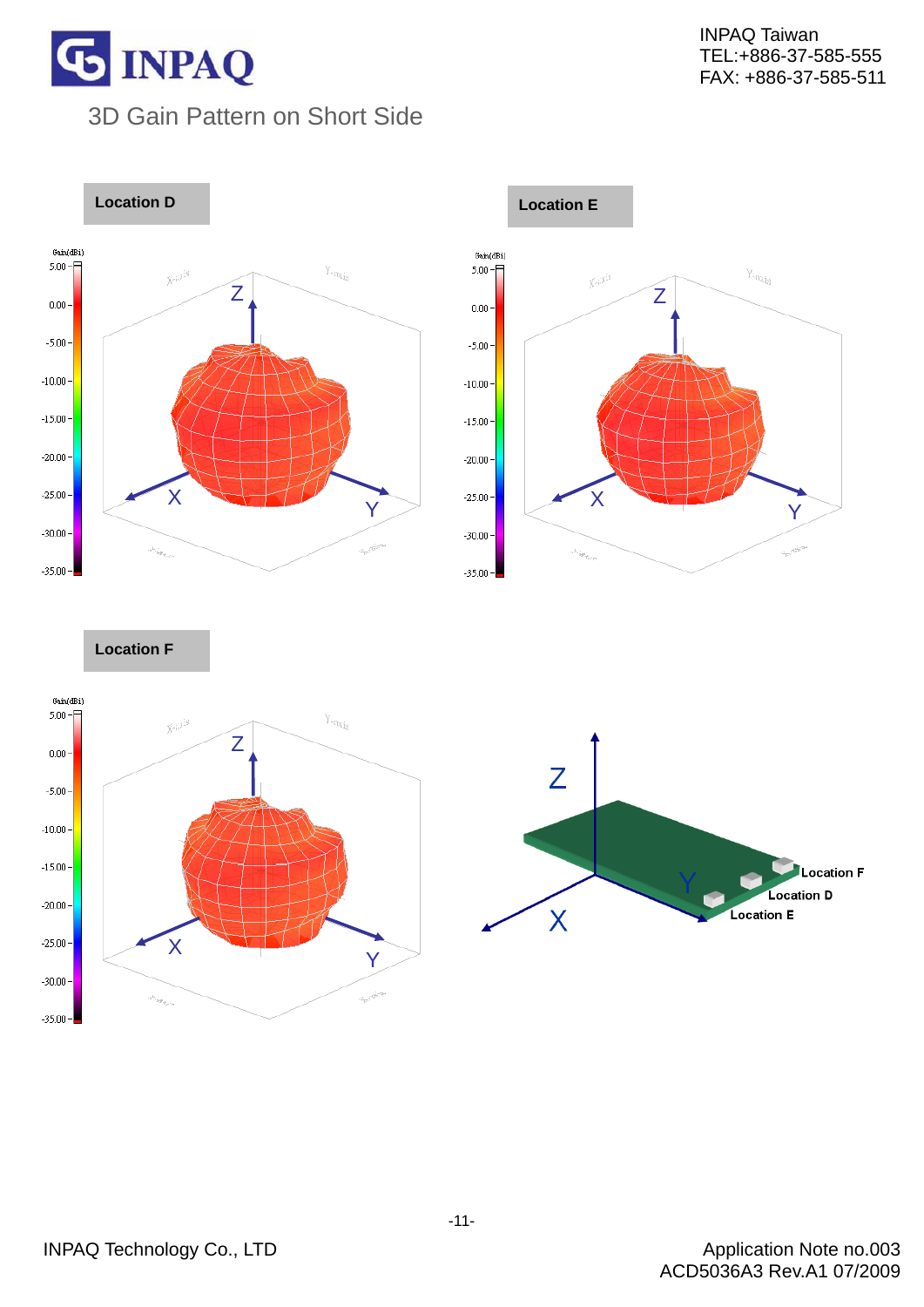# 3D Gain Pattern on Short Side

**Location D**

**Location E**

**Location F**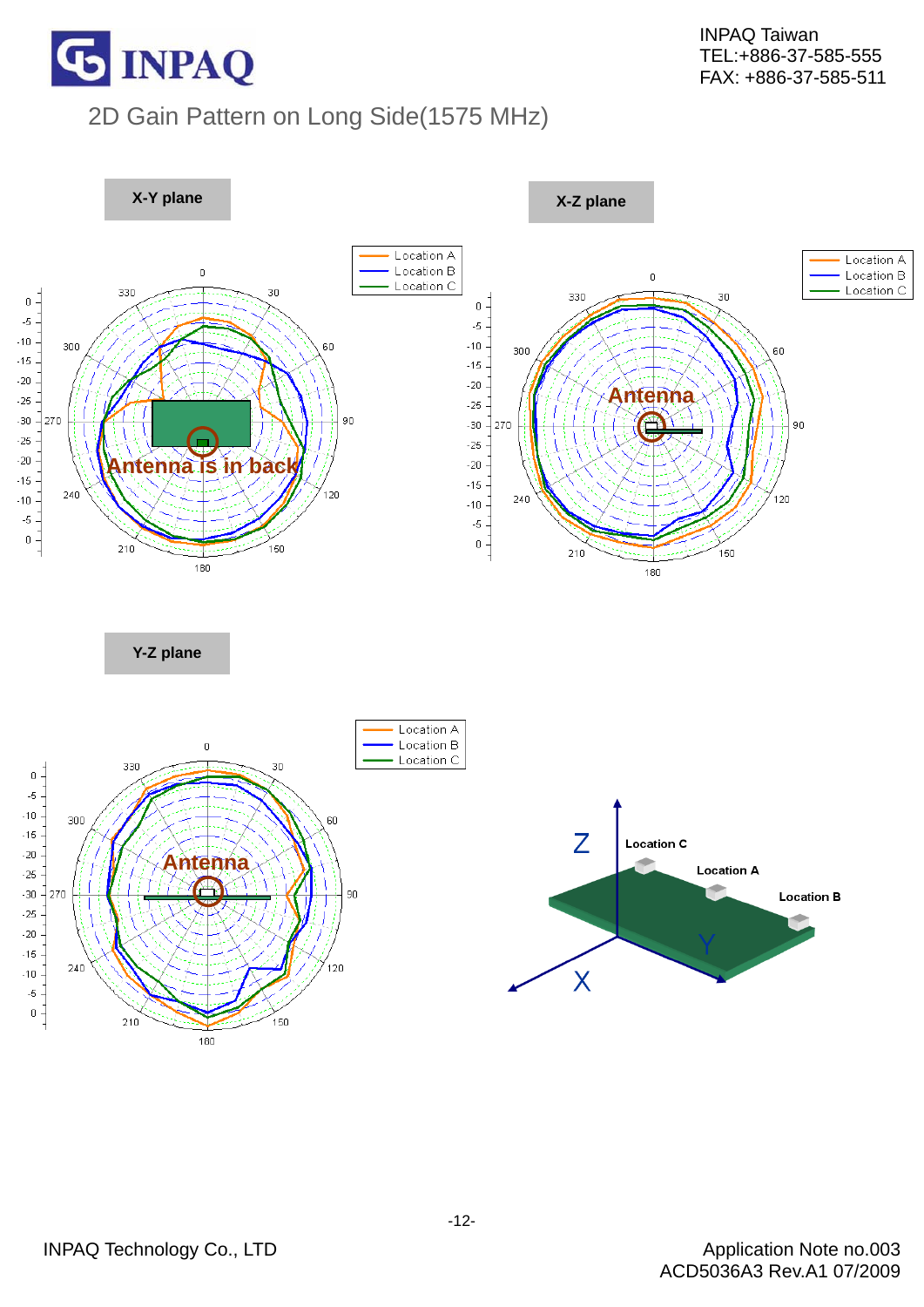## 2D Gain Pattern on Long Side(1575 MHz)

**X-Y plane**

Location A
Location B
Location C

Antenna is in back

**X-Z plane**

Location A
Location B
Location C

Antenna

**Y-Z plane**

Location A
Location B
Location C

Antenna

Z
X
Y
Location C
Location A
Location B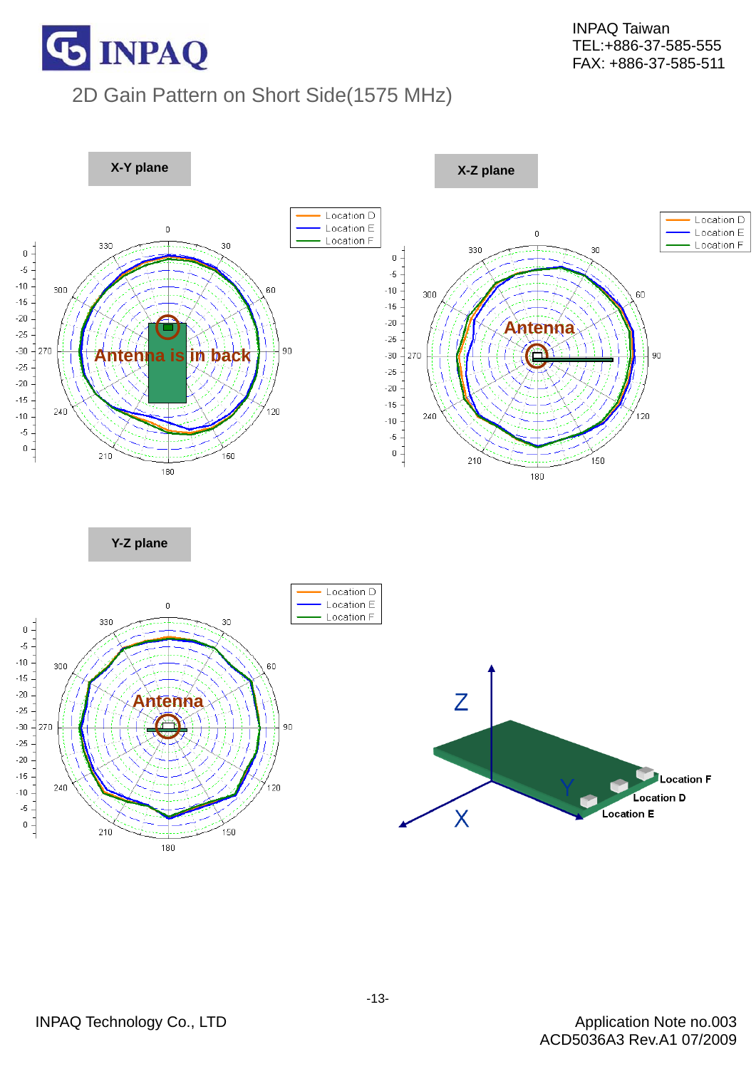# 2D Gain Pattern on Short Side(1575 MHz)

**X-Y plane**

Location D
Location E
Location F

Antenna is in back

**X-Z plane**

Location D
Location E
Location F

Antenna

**Y-Z plane**

Location D
Location E
Location F

Antenna

Z
Y
X
Location F
Location D
Location E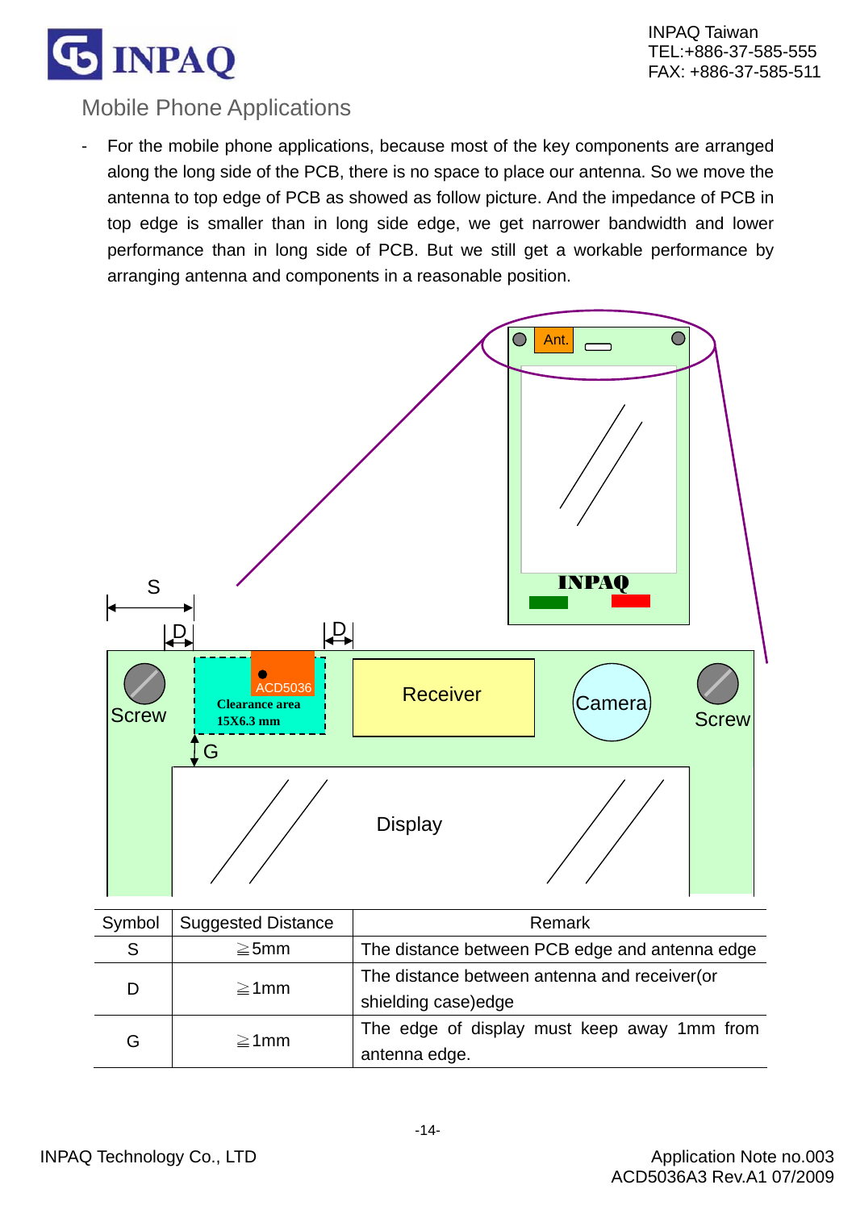## Mobile Phone Applications

- For the mobile phone applications, because most of the key components are arranged along the long side of the PCB, there is no space to place our antenna. So we move the antenna to top edge of PCB as showed as follow picture. And the impedance of PCB in top edge is smaller than in long side edge, we get narrower bandwidth and lower performance than in long side of PCB. But we still get a workable performance by arranging antenna and components in a reasonable position.

| Symbol | Suggested Distance | Remark |
|---|---|---|
| S | ≧5mm | The distance between PCB edge and antenna edge |
| D | ≧1mm | The distance between antenna and receiver(or shielding case)edge |
| G | ≧1mm | The edge of display must keep away 1mm from antenna edge. |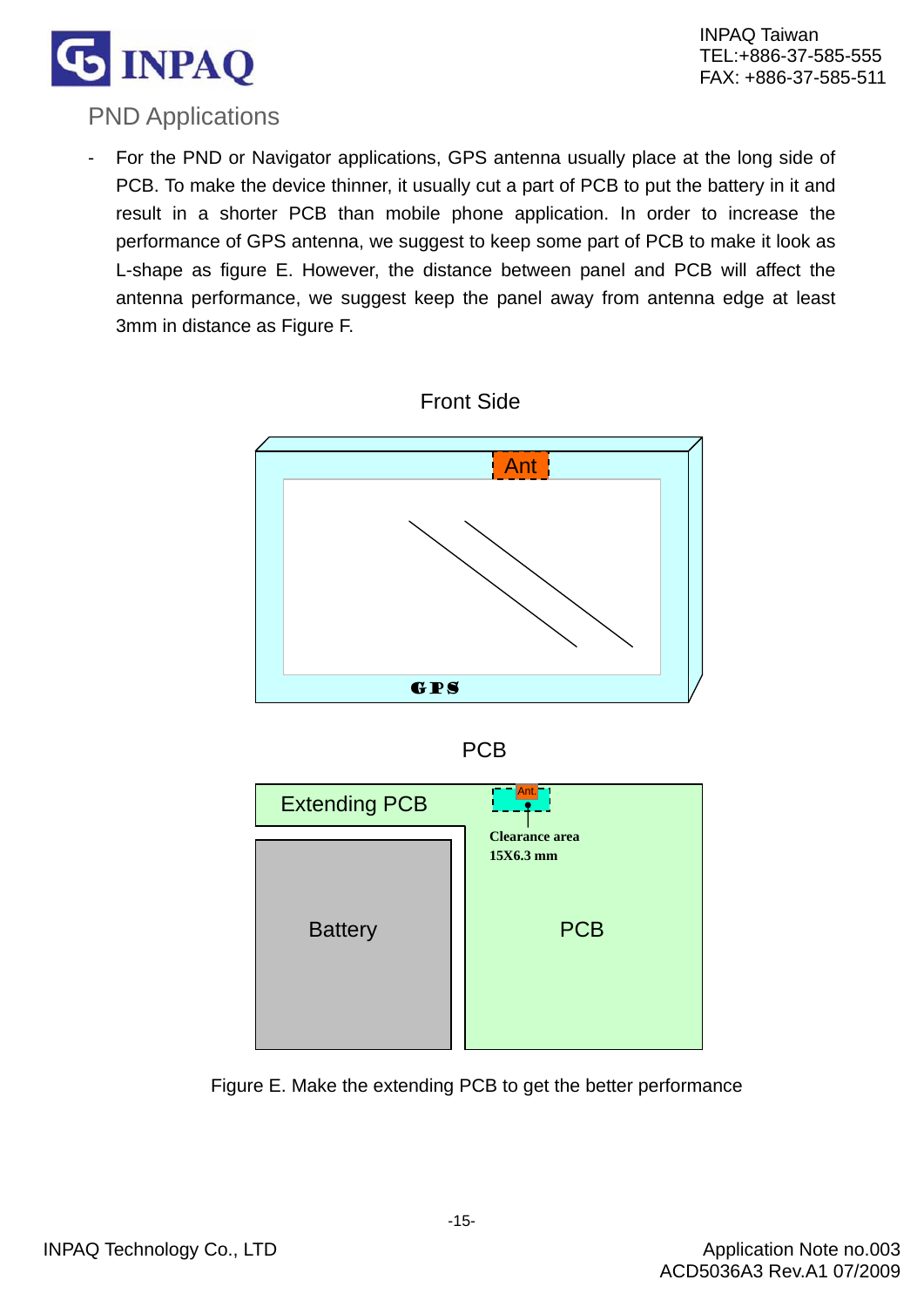## PND Applications

- For the PND or Navigator applications, GPS antenna usually place at the long side of PCB. To make the device thinner, it usually cut a part of PCB to put the battery in it and result in a shorter PCB than mobile phone application. In order to increase the performance of GPS antenna, we suggest to keep some part of PCB to make it look as L-shape as figure E. However, the distance between panel and PCB will affect the antenna performance, we suggest keep the panel away from antenna edge at least 3mm in distance as Figure F.

Front Side

Ant

GPS

PCB

Extending PCB

Ant.

Clearance area
15X6.3 mm

Battery

PCB

Figure E. Make the extending PCB to get the better performance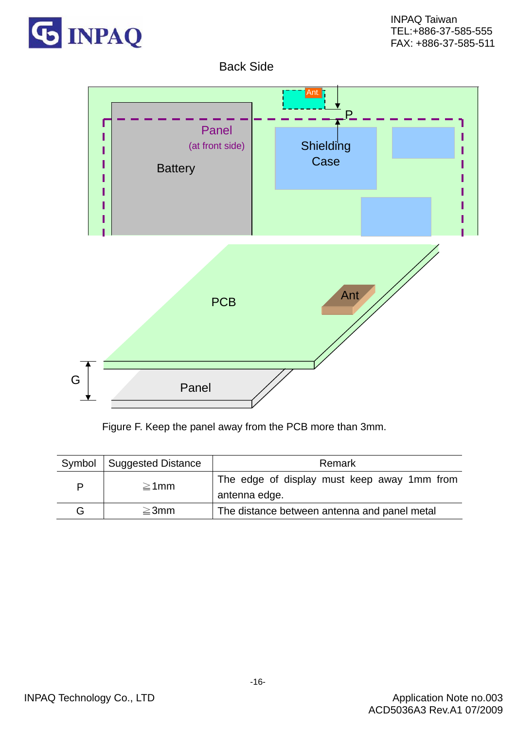Back Side

Panel (at front side)

Battery

Shielding Case

Ant

P

PCB

Ant

G

Panel

Figure F. Keep the panel away from the PCB more than 3mm.

| Symbol | Suggested Distance | Remark |
|---|---|---|
| P | ≧1mm | The edge of display must keep away 1mm from antenna edge. |
| G | ≧3mm | The distance between antenna and panel metal |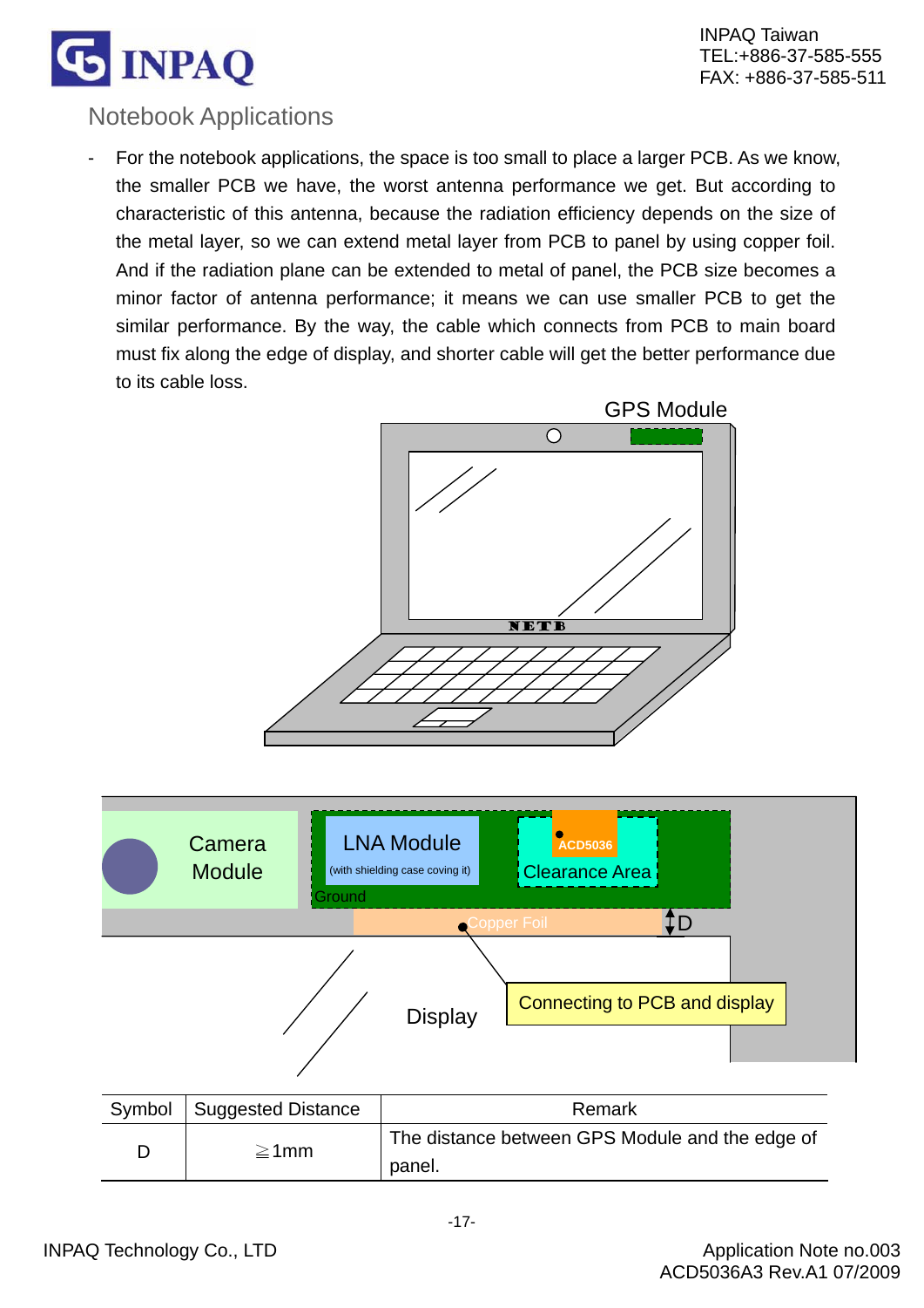## Notebook Applications

- For the notebook applications, the space is too small to place a larger PCB. As we know, the smaller PCB we have, the worst antenna performance we get. But according to characteristic of this antenna, because the radiation efficiency depends on the size of the metal layer, so we can extend metal layer from PCB to panel by using copper foil. And if the radiation plane can be extended to metal of panel, the PCB size becomes a minor factor of antenna performance; it means we can use smaller PCB to get the similar performance. By the way, the cable which connects from PCB to main board must fix along the edge of display, and shorter cable will get the better performance due to its cable loss.

| Symbol | Suggested Distance | Remark |
|---|---|---|
| D | ≧1mm | The distance between GPS Module and the edge of panel. |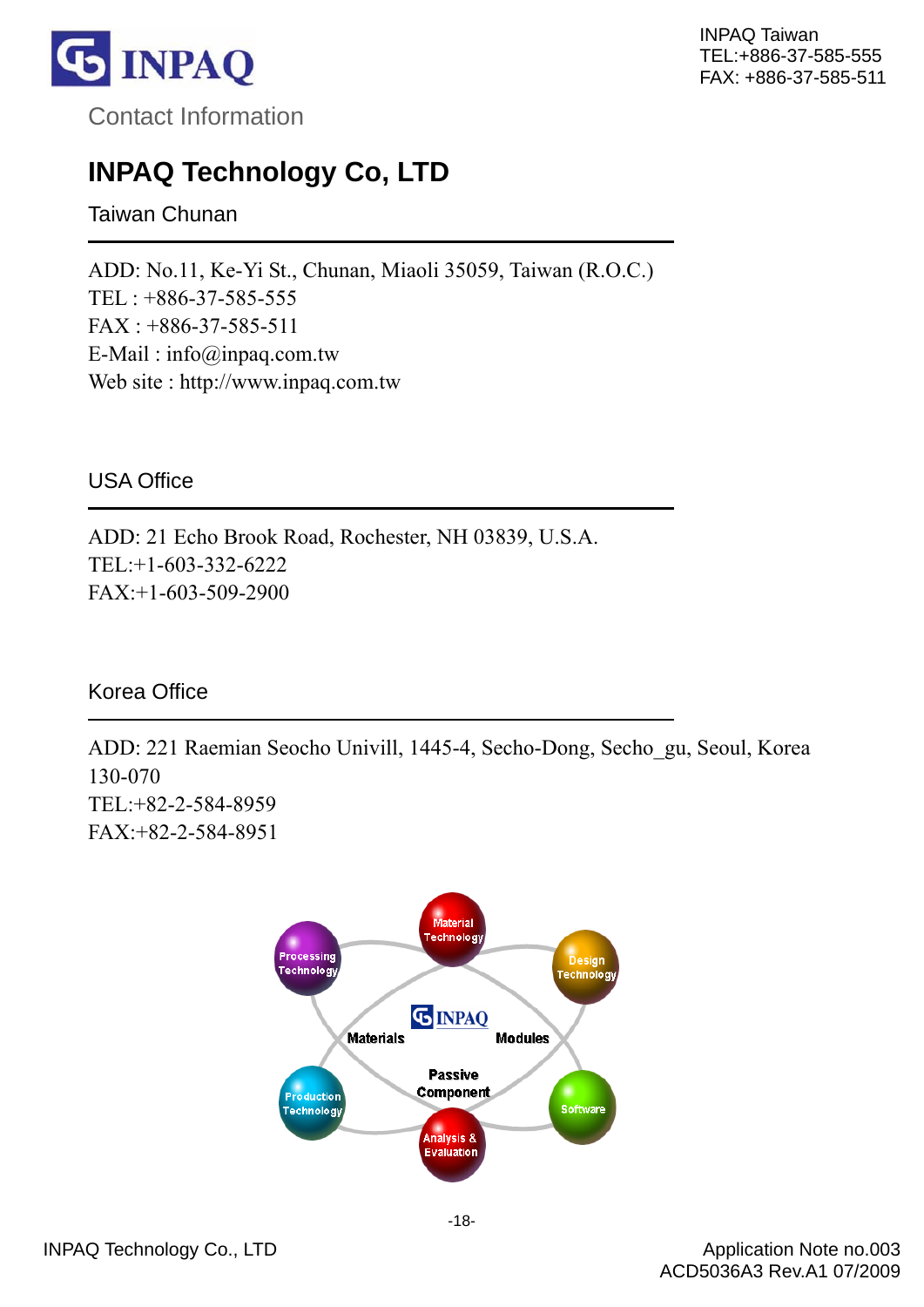Contact Information

# INPAQ Technology Co, LTD

## Taiwan Chunan

ADD: No.11, Ke-Yi St., Chunan, Miaoli 35059, Taiwan (R.O.C.)
TEL : +886-37-585-555
FAX : +886-37-585-511
E-Mail : info@inpaq.com.tw
Web site : http://www.inpaq.com.tw

## USA Office

ADD: 21 Echo Brook Road, Rochester, NH 03839, U.S.A.
TEL:+1-603-332-6222
FAX:+1-603-509-2900

## Korea Office

ADD: 221 Raemian Seocho Univill, 1445-4, Secho-Dong, Secho_gu, Seoul, Korea 130-070
TEL:+82-2-584-8959
FAX:+82-2-584-8951

Material Technology
Processing Technology
Design Technology
INPAQ
Materials
Modules
Passive Component
Production Technology
Software
Analysis & Evaluation